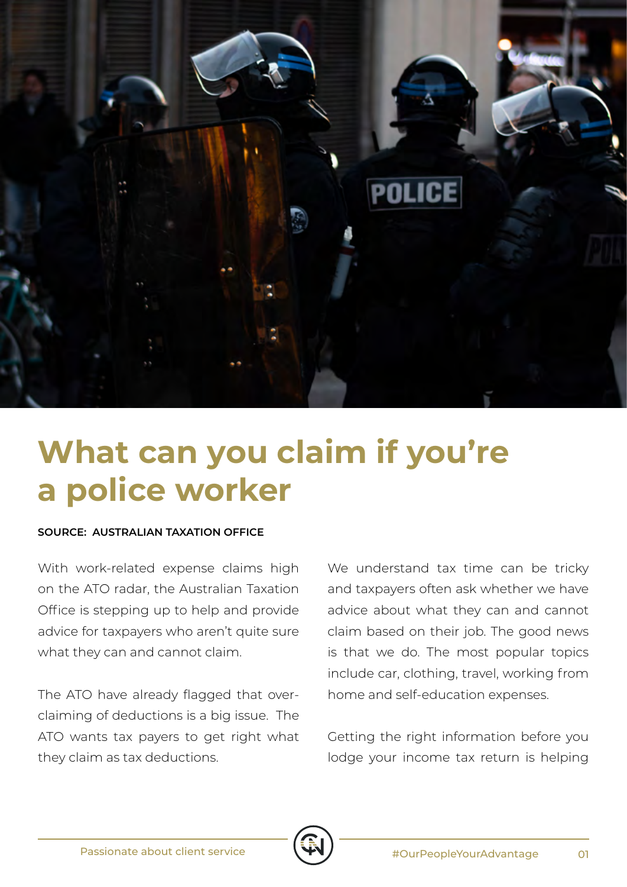# What can you claim if you're a police worker

**SOURCE: AUSTRALIAN TAXATION OFFICE**

With work-related expense claims high on the ATO radar, the Australian Taxation Office is stepping up to help and provide advice for taxpayers who aren't quite sure what they can and cannot claim.

The ATO have already flagged that over-claiming of deductions is a big issue. The ATO wants tax payers to get right what they claim as tax deductions.

We understand tax time can be tricky and taxpayers often ask whether we have advice about what they can and cannot claim based on their job. The good news is that we do. The most popular topics include car, clothing, travel, working from home and self-education expenses.

Getting the right information before you lodge your income tax return is helping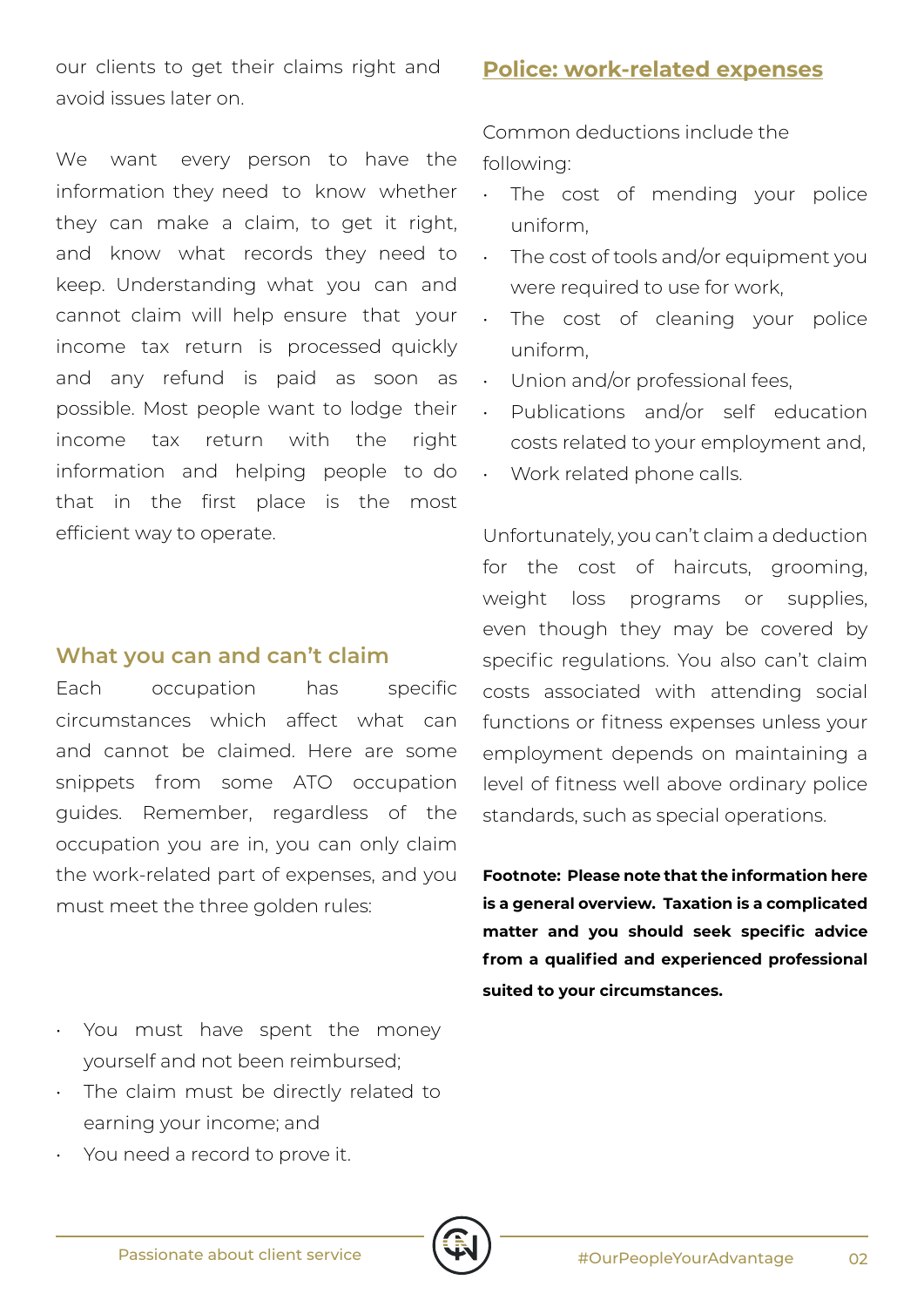our clients to get their claims right and avoid issues later on.

We want every person to have the information they need to know whether they can make a claim, to get it right, and know what records they need to keep. Understanding what you can and cannot claim will help ensure that your income tax return is processed quickly and any refund is paid as soon as possible. Most people want to lodge their income tax return with the right information and helping people to do that in the first place is the most efficient way to operate.

## What you can and can't claim

Each occupation has specific circumstances which affect what can and cannot be claimed. Here are some snippets from some ATO occupation guides. Remember, regardless of the occupation you are in, you can only claim the work-related part of expenses, and you must meet the three golden rules:

- You must have spent the money yourself and not been reimbursed;
- The claim must be directly related to earning your income; and
- You need a record to prove it.

## Police: work-related expenses

Common deductions include the following:

- The cost of mending your police uniform,
- The cost of tools and/or equipment you were required to use for work,
- The cost of cleaning your police uniform,
- Union and/or professional fees,
- Publications and/or self education costs related to your employment and,
- Work related phone calls.

Unfortunately, you can't claim a deduction for the cost of haircuts, grooming, weight loss programs or supplies, even though they may be covered by specific regulations. You also can't claim costs associated with attending social functions or fitness expenses unless your employment depends on maintaining a level of fitness well above ordinary police standards, such as special operations.

**Footnote: Please note that the information here is a general overview. Taxation is a complicated matter and you should seek specific advice from a qualified and experienced professional suited to your circumstances.**